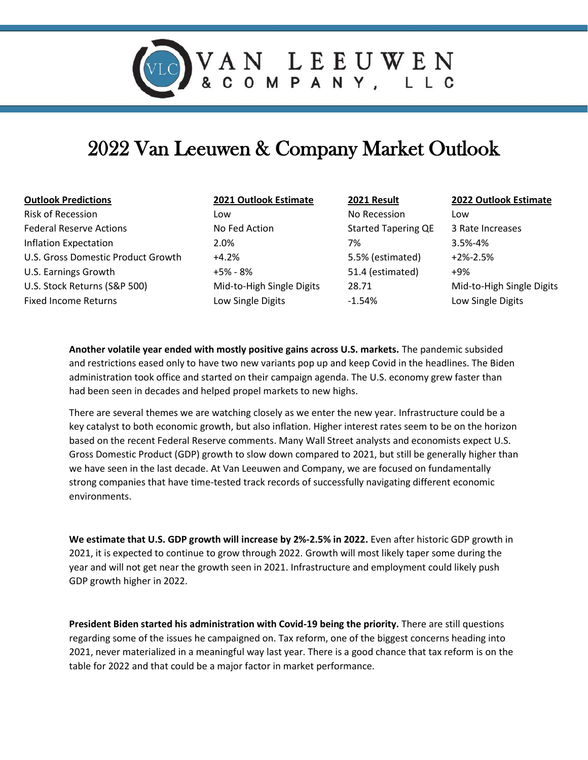VAN LEEUWEN & COMPANY, LLC

# 2022 Van Leeuwen & Company Market Outlook

| Outlook Predictions | 2021 Outlook Estimate | 2021 Result | 2022 Outlook Estimate |
| --- | --- | --- | --- |
| Risk of Recession | Low | No Recession | Low |
| Federal Reserve Actions | No Fed Action | Started Tapering QE | 3 Rate Increases |
| Inflation Expectation | 2.0% | 7% | 3.5%-4% |
| U.S. Gross Domestic Product Growth | +4.2% | 5.5% (estimated) | +2%-2.5% |
| U.S. Earnings Growth | +5% - 8% | 51.4 (estimated) | +9% |
| U.S. Stock Returns (S&P 500) | Mid-to-High Single Digits | 28.71 | Mid-to-High Single Digits |
| Fixed Income Returns | Low Single Digits | -1.54% | Low Single Digits |

**Another volatile year ended with mostly positive gains across U.S. markets.** The pandemic subsided and restrictions eased only to have two new variants pop up and keep Covid in the headlines. The Biden administration took office and started on their campaign agenda. The U.S. economy grew faster than had been seen in decades and helped propel markets to new highs.

There are several themes we are watching closely as we enter the new year. Infrastructure could be a key catalyst to both economic growth, but also inflation. Higher interest rates seem to be on the horizon based on the recent Federal Reserve comments. Many Wall Street analysts and economists expect U.S. Gross Domestic Product (GDP) growth to slow down compared to 2021, but still be generally higher than we have seen in the last decade. At Van Leeuwen and Company, we are focused on fundamentally strong companies that have time-tested track records of successfully navigating different economic environments.

**We estimate that U.S. GDP growth will increase by 2%-2.5% in 2022.** Even after historic GDP growth in 2021, it is expected to continue to grow through 2022. Growth will most likely taper some during the year and will not get near the growth seen in 2021. Infrastructure and employment could likely push GDP growth higher in 2022.

**President Biden started his administration with Covid-19 being the priority.** There are still questions regarding some of the issues he campaigned on. Tax reform, one of the biggest concerns heading into 2021, never materialized in a meaningful way last year. There is a good chance that tax reform is on the table for 2022 and that could be a major factor in market performance.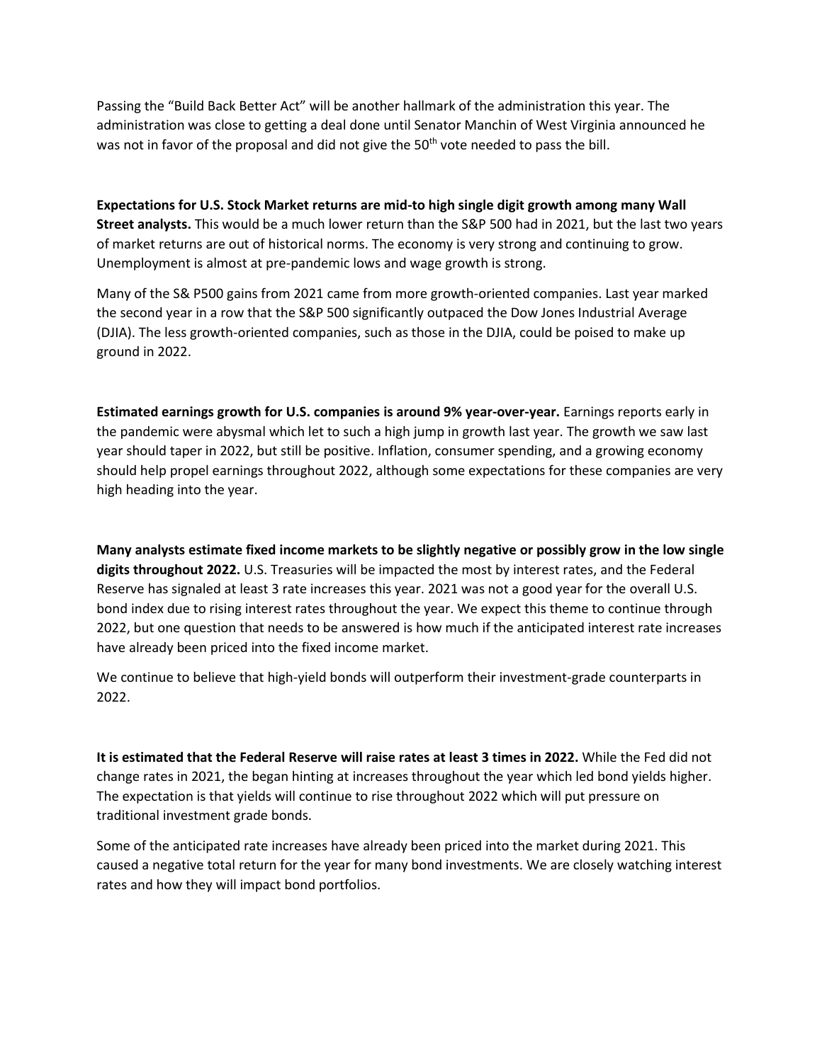Passing the "Build Back Better Act" will be another hallmark of the administration this year. The administration was close to getting a deal done until Senator Manchin of West Virginia announced he was not in favor of the proposal and did not give the 50th vote needed to pass the bill.

**Expectations for U.S. Stock Market returns are mid-to high single digit growth among many Wall Street analysts.** This would be a much lower return than the S&P 500 had in 2021, but the last two years of market returns are out of historical norms. The economy is very strong and continuing to grow. Unemployment is almost at pre-pandemic lows and wage growth is strong.

Many of the S& P500 gains from 2021 came from more growth-oriented companies. Last year marked the second year in a row that the S&P 500 significantly outpaced the Dow Jones Industrial Average (DJIA). The less growth-oriented companies, such as those in the DJIA, could be poised to make up ground in 2022.

**Estimated earnings growth for U.S. companies is around 9% year-over-year.** Earnings reports early in the pandemic were abysmal which let to such a high jump in growth last year. The growth we saw last year should taper in 2022, but still be positive. Inflation, consumer spending, and a growing economy should help propel earnings throughout 2022, although some expectations for these companies are very high heading into the year.

**Many analysts estimate fixed income markets to be slightly negative or possibly grow in the low single digits throughout 2022.** U.S. Treasuries will be impacted the most by interest rates, and the Federal Reserve has signaled at least 3 rate increases this year. 2021 was not a good year for the overall U.S. bond index due to rising interest rates throughout the year. We expect this theme to continue through 2022, but one question that needs to be answered is how much if the anticipated interest rate increases have already been priced into the fixed income market.

We continue to believe that high-yield bonds will outperform their investment-grade counterparts in 2022.

**It is estimated that the Federal Reserve will raise rates at least 3 times in 2022.** While the Fed did not change rates in 2021, the began hinting at increases throughout the year which led bond yields higher. The expectation is that yields will continue to rise throughout 2022 which will put pressure on traditional investment grade bonds.

Some of the anticipated rate increases have already been priced into the market during 2021. This caused a negative total return for the year for many bond investments. We are closely watching interest rates and how they will impact bond portfolios.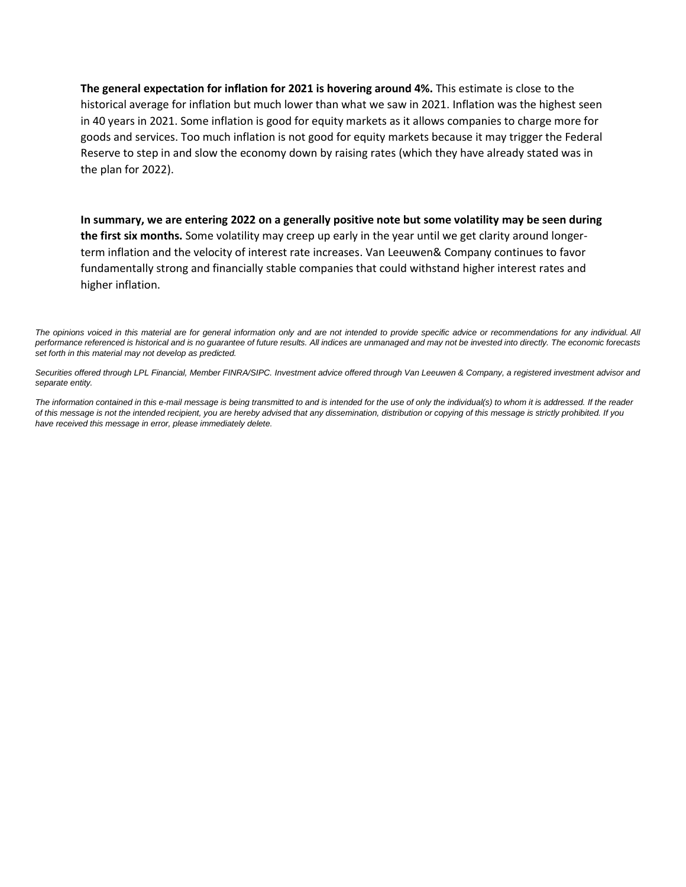**The general expectation for inflation for 2021 is hovering around 4%.** This estimate is close to the historical average for inflation but much lower than what we saw in 2021. Inflation was the highest seen in 40 years in 2021. Some inflation is good for equity markets as it allows companies to charge more for goods and services. Too much inflation is not good for equity markets because it may trigger the Federal Reserve to step in and slow the economy down by raising rates (which they have already stated was in the plan for 2022).

**In summary, we are entering 2022 on a generally positive note but some volatility may be seen during the first six months.** Some volatility may creep up early in the year until we get clarity around longer-term inflation and the velocity of interest rate increases. Van Leeuwen& Company continues to favor fundamentally strong and financially stable companies that could withstand higher interest rates and higher inflation.

*The opinions voiced in this material are for general information only and are not intended to provide specific advice or recommendations for any individual. All performance referenced is historical and is no guarantee of future results. All indices are unmanaged and may not be invested into directly. The economic forecasts set forth in this material may not develop as predicted.*

*Securities offered through LPL Financial, Member FINRA/SIPC. Investment advice offered through Van Leeuwen & Company, a registered investment advisor and separate entity.*

*The information contained in this e-mail message is being transmitted to and is intended for the use of only the individual(s) to whom it is addressed. If the reader of this message is not the intended recipient, you are hereby advised that any dissemination, distribution or copying of this message is strictly prohibited. If you have received this message in error, please immediately delete.*